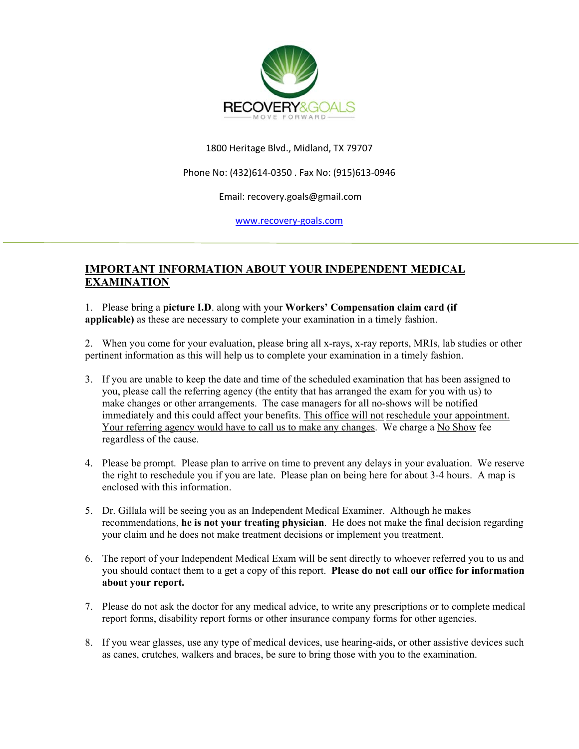RECOVERY&GOALS

MOVE FORWARD

1800 Heritage Blvd., Midland, TX 79707

Phone No: (432)614-0350 . Fax No: (915)613-0946

Email: recovery.goals@gmail.com

www.recovery-goals.com

---

## IMPORTANT INFORMATION ABOUT YOUR INDEPENDENT MEDICAL EXAMINATION

1. Please bring a **picture I.D**. along with your **Workers' Compensation claim card (if applicable)** as these are necessary to complete your examination in a timely fashion.

2. When you come for your evaluation, please bring all x-rays, x-ray reports, MRIs, lab studies or other pertinent information as this will help us to complete your examination in a timely fashion.

3. If you are unable to keep the date and time of the scheduled examination that has been assigned to you, please call the referring agency (the entity that has arranged the exam for you with us) to make changes or other arrangements. The case managers for all no-shows will be notified immediately and this could affect your benefits. This office will not reschedule your appointment. Your referring agency would have to call us to make any changes. We charge a No Show fee regardless of the cause.

4. Please be prompt. Please plan to arrive on time to prevent any delays in your evaluation. We reserve the right to reschedule you if you are late. Please plan on being here for about 3-4 hours. A map is enclosed with this information.

5. Dr. Gillala will be seeing you as an Independent Medical Examiner. Although he makes recommendations, **he is not your treating physician**. He does not make the final decision regarding your claim and he does not make treatment decisions or implement you treatment.

6. The report of your Independent Medical Exam will be sent directly to whoever referred you to us and you should contact them to a get a copy of this report. **Please do not call our office for information about your report.**

7. Please do not ask the doctor for any medical advice, to write any prescriptions or to complete medical report forms, disability report forms or other insurance company forms for other agencies.

8. If you wear glasses, use any type of medical devices, use hearing-aids, or other assistive devices such as canes, crutches, walkers and braces, be sure to bring those with you to the examination.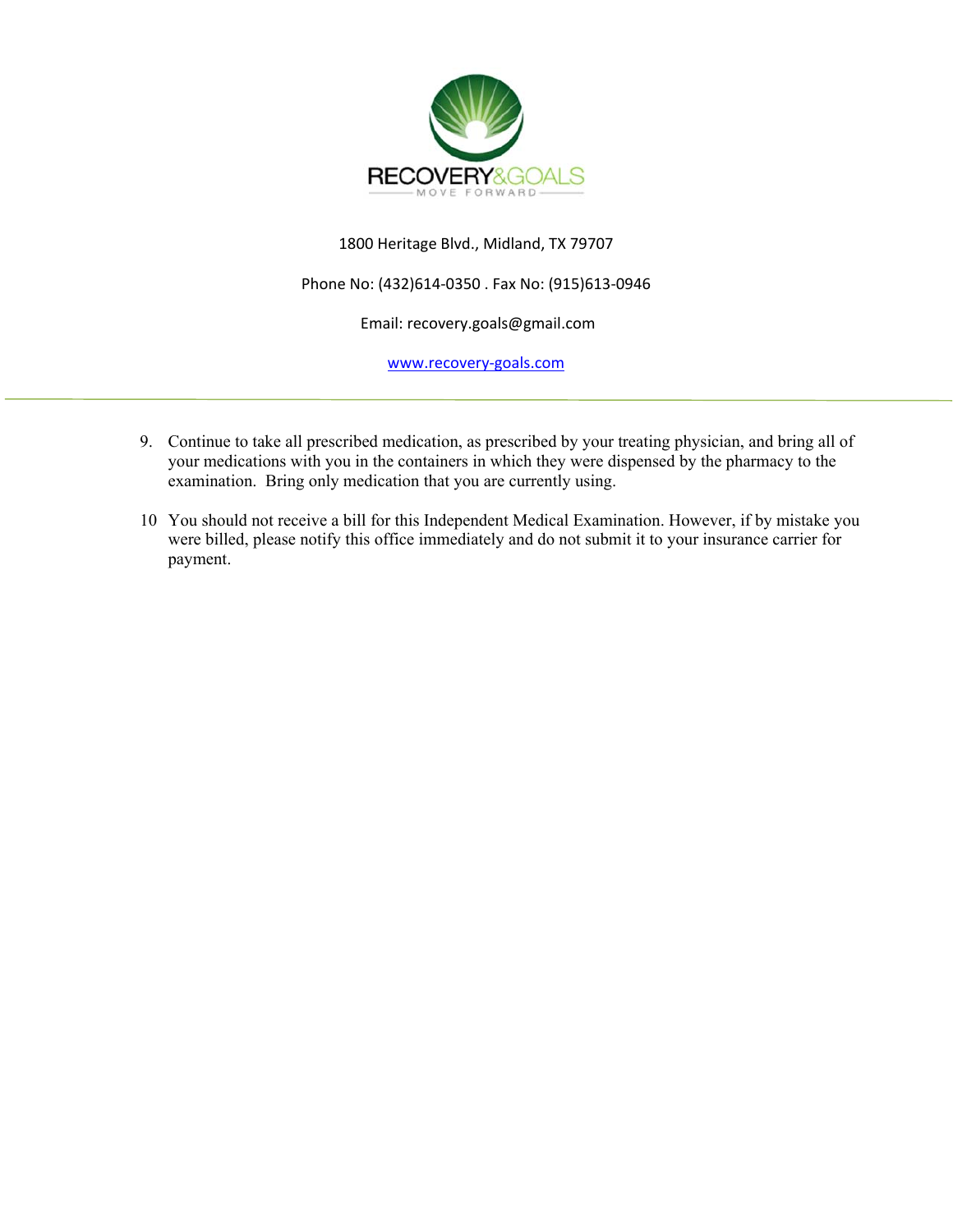RECOVERY&GOALS

MOVE FORWARD

1800 Heritage Blvd., Midland, TX 79707

Phone No: (432)614-0350 . Fax No: (915)613-0946

Email: recovery.goals@gmail.com

www.recovery-goals.com

---

9. Continue to take all prescribed medication, as prescribed by your treating physician, and bring all of your medications with you in the containers in which they were dispensed by the pharmacy to the examination. Bring only medication that you are currently using.

10 You should not receive a bill for this Independent Medical Examination. However, if by mistake you were billed, please notify this office immediately and do not submit it to your insurance carrier for payment.